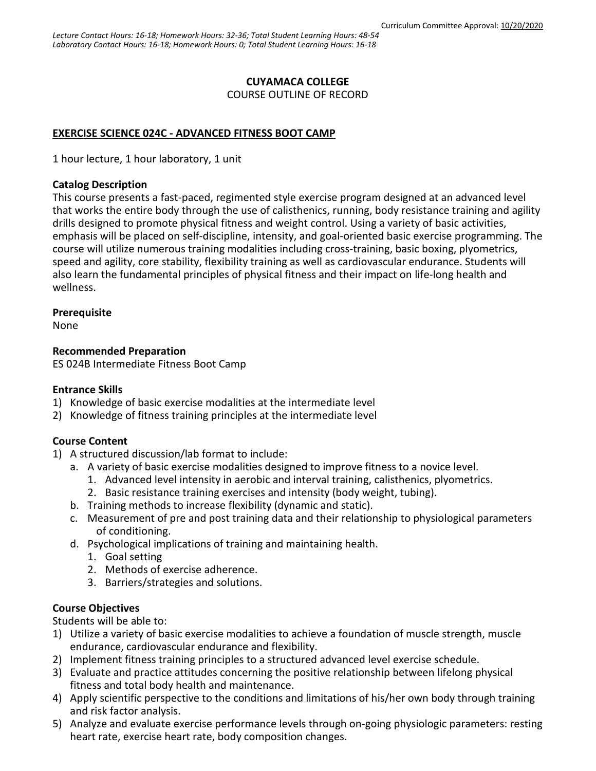Curriculum Committee Approval: 10/20/2020

*Lecture Contact Hours: 16-18; Homework Hours: 32-36; Total Student Learning Hours: 48-54*
*Laboratory Contact Hours: 16-18; Homework Hours: 0; Total Student Learning Hours: 16-18*

**CUYAMACA COLLEGE**
COURSE OUTLINE OF RECORD

**EXERCISE SCIENCE 024C - ADVANCED FITNESS BOOT CAMP**

1 hour lecture, 1 hour laboratory, 1 unit

**Catalog Description**
This course presents a fast-paced, regimented style exercise program designed at an advanced level that works the entire body through the use of calisthenics, running, body resistance training and agility drills designed to promote physical fitness and weight control. Using a variety of basic activities, emphasis will be placed on self-discipline, intensity, and goal-oriented basic exercise programming. The course will utilize numerous training modalities including cross-training, basic boxing, plyometrics, speed and agility, core stability, flexibility training as well as cardiovascular endurance. Students will also learn the fundamental principles of physical fitness and their impact on life-long health and wellness.

**Prerequisite**
None

**Recommended Preparation**
ES 024B Intermediate Fitness Boot Camp

**Entrance Skills**
1) Knowledge of basic exercise modalities at the intermediate level
2) Knowledge of fitness training principles at the intermediate level

**Course Content**
1) A structured discussion/lab format to include:
   a. A variety of basic exercise modalities designed to improve fitness to a novice level.
      1. Advanced level intensity in aerobic and interval training, calisthenics, plyometrics.
      2. Basic resistance training exercises and intensity (body weight, tubing).
   b. Training methods to increase flexibility (dynamic and static).
   c. Measurement of pre and post training data and their relationship to physiological parameters of conditioning.
   d. Psychological implications of training and maintaining health.
      1. Goal setting
      2. Methods of exercise adherence.
      3. Barriers/strategies and solutions.

**Course Objectives**
Students will be able to:
1) Utilize a variety of basic exercise modalities to achieve a foundation of muscle strength, muscle endurance, cardiovascular endurance and flexibility.
2) Implement fitness training principles to a structured advanced level exercise schedule.
3) Evaluate and practice attitudes concerning the positive relationship between lifelong physical fitness and total body health and maintenance.
4) Apply scientific perspective to the conditions and limitations of his/her own body through training and risk factor analysis.
5) Analyze and evaluate exercise performance levels through on-going physiologic parameters: resting heart rate, exercise heart rate, body composition changes.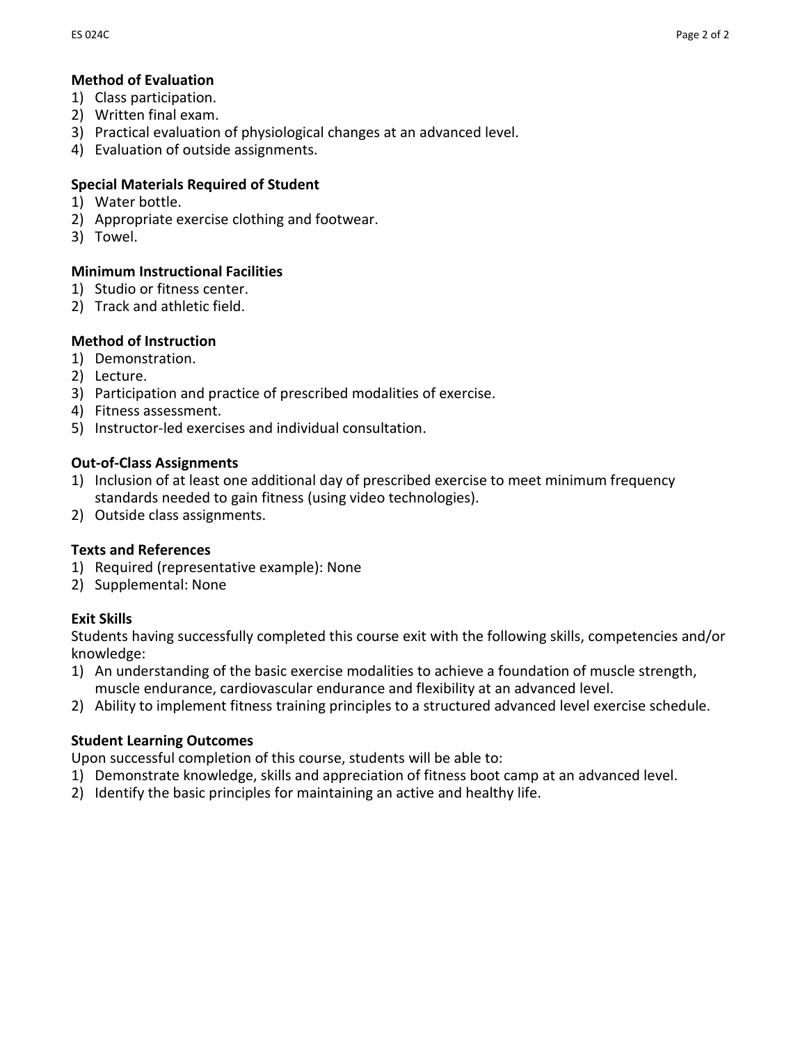### Method of Evaluation

1) Class participation.
2) Written final exam.
3) Practical evaluation of physiological changes at an advanced level.
4) Evaluation of outside assignments.

### Special Materials Required of Student

1) Water bottle.
2) Appropriate exercise clothing and footwear.
3) Towel.

### Minimum Instructional Facilities

1) Studio or fitness center.
2) Track and athletic field.

### Method of Instruction

1) Demonstration.
2) Lecture.
3) Participation and practice of prescribed modalities of exercise.
4) Fitness assessment.
5) Instructor-led exercises and individual consultation.

### Out-of-Class Assignments

1) Inclusion of at least one additional day of prescribed exercise to meet minimum frequency standards needed to gain fitness (using video technologies).
2) Outside class assignments.

### Texts and References

1) Required (representative example): None
2) Supplemental: None

### Exit Skills

Students having successfully completed this course exit with the following skills, competencies and/or knowledge:

1) An understanding of the basic exercise modalities to achieve a foundation of muscle strength, muscle endurance, cardiovascular endurance and flexibility at an advanced level.
2) Ability to implement fitness training principles to a structured advanced level exercise schedule.

### Student Learning Outcomes

Upon successful completion of this course, students will be able to:

1) Demonstrate knowledge, skills and appreciation of fitness boot camp at an advanced level.
2) Identify the basic principles for maintaining an active and healthy life.